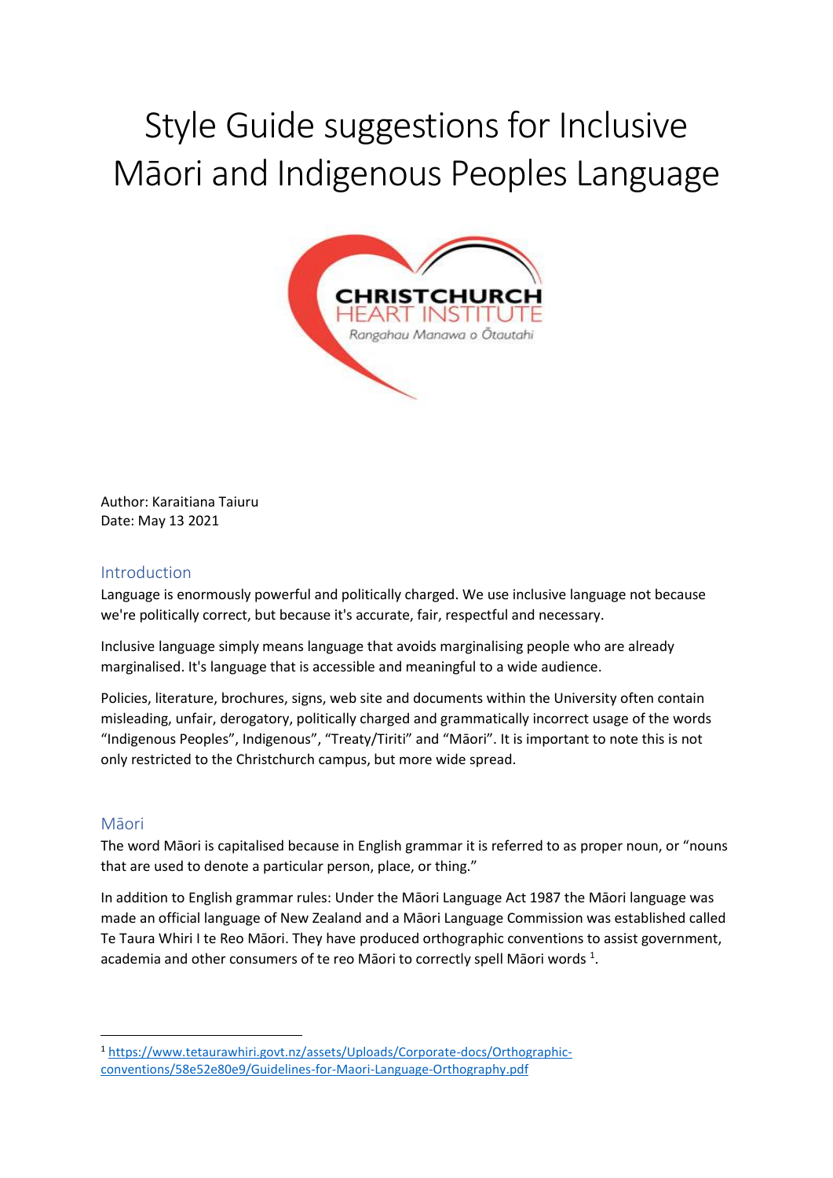# Style Guide suggestions for Inclusive Māori and Indigenous Peoples Language

CHRISTCHURCH HEART INSTITUTE
Rangahau Manawa o Ōtautahi

Author: Karaitiana Taiuru
Date: May 13 2021

## Introduction

Language is enormously powerful and politically charged. We use inclusive language not because we're politically correct, but because it's accurate, fair, respectful and necessary.

Inclusive language simply means language that avoids marginalising people who are already marginalised. It's language that is accessible and meaningful to a wide audience.

Policies, literature, brochures, signs, web site and documents within the University often contain misleading, unfair, derogatory, politically charged and grammatically incorrect usage of the words "Indigenous Peoples", Indigenous", "Treaty/Tiriti" and "Māori". It is important to note this is not only restricted to the Christchurch campus, but more wide spread.

## Māori

The word Māori is capitalised because in English grammar it is referred to as proper noun, or "nouns that are used to denote a particular person, place, or thing."

In addition to English grammar rules: Under the Māori Language Act 1987 the Māori language was made an official language of New Zealand and a Māori Language Commission was established called Te Taura Whiri I te Reo Māori. They have produced orthographic conventions to assist government, academia and other consumers of te reo Māori to correctly spell Māori words [1].

[1] https://www.tetaurawhiri.govt.nz/assets/Uploads/Corporate-docs/Orthographic-conventions/58e52e80e9/Guidelines-for-Maori-Language-Orthography.pdf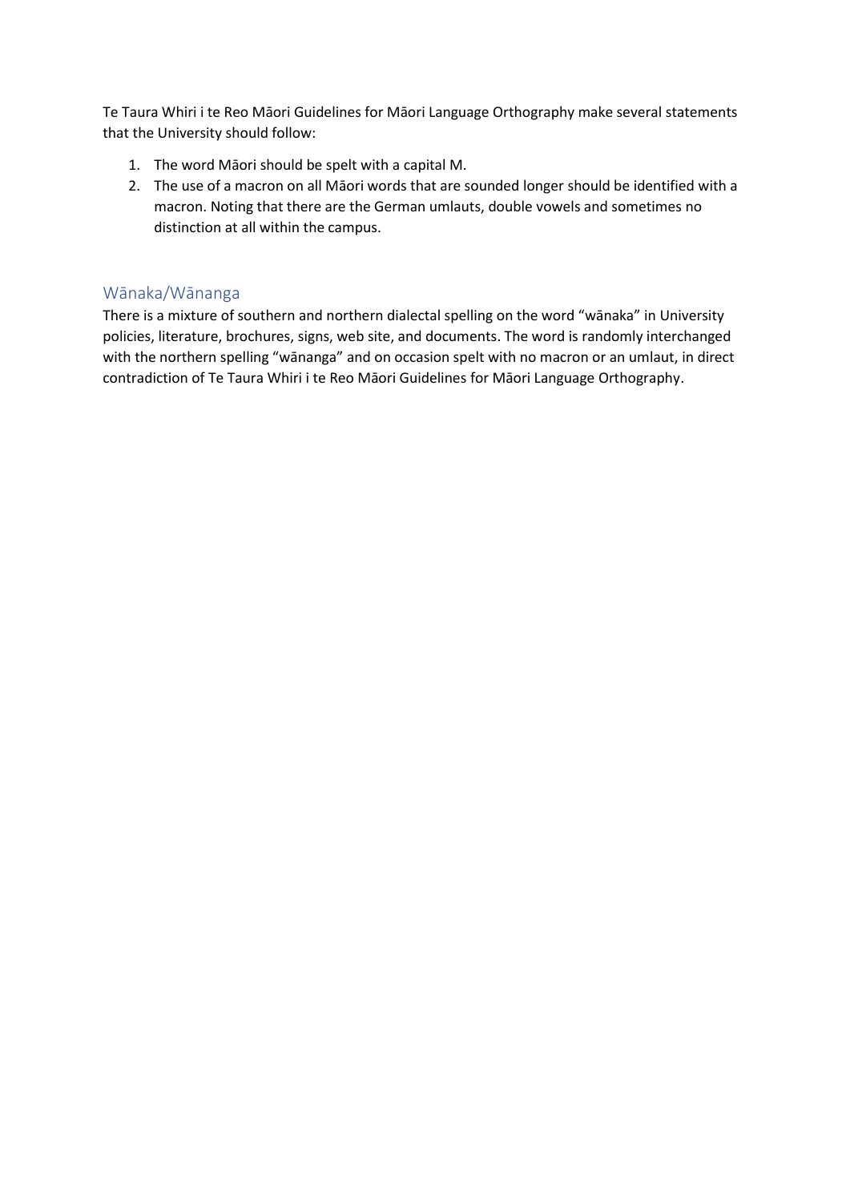Te Taura Whiri i te Reo Māori Guidelines for Māori Language Orthography make several statements that the University should follow:

1. The word Māori should be spelt with a capital M.
2. The use of a macron on all Māori words that are sounded longer should be identified with a macron. Noting that there are the German umlauts, double vowels and sometimes no distinction at all within the campus.

## Wānaka/Wānanga

There is a mixture of southern and northern dialectal spelling on the word "wānaka" in University policies, literature, brochures, signs, web site, and documents. The word is randomly interchanged with the northern spelling "wānanga" and on occasion spelt with no macron or an umlaut, in direct contradiction of Te Taura Whiri i te Reo Māori Guidelines for Māori Language Orthography.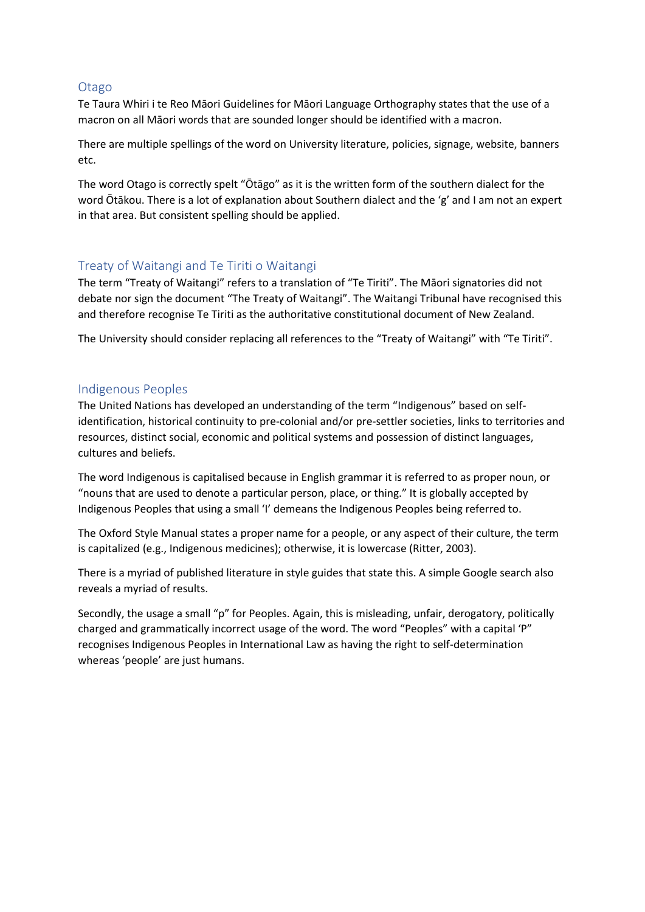## Otago

Te Taura Whiri i te Reo Māori Guidelines for Māori Language Orthography states that the use of a macron on all Māori words that are sounded longer should be identified with a macron.

There are multiple spellings of the word on University literature, policies, signage, website, banners etc.

The word Otago is correctly spelt "Ōtāgo" as it is the written form of the southern dialect for the word Ōtākou. There is a lot of explanation about Southern dialect and the 'g' and I am not an expert in that area. But consistent spelling should be applied.

## Treaty of Waitangi and Te Tiriti o Waitangi

The term "Treaty of Waitangi" refers to a translation of "Te Tiriti". The Māori signatories did not debate nor sign the document "The Treaty of Waitangi". The Waitangi Tribunal have recognised this and therefore recognise Te Tiriti as the authoritative constitutional document of New Zealand.

The University should consider replacing all references to the "Treaty of Waitangi" with "Te Tiriti".

## Indigenous Peoples

The United Nations has developed an understanding of the term "Indigenous" based on self-identification, historical continuity to pre-colonial and/or pre-settler societies, links to territories and resources, distinct social, economic and political systems and possession of distinct languages, cultures and beliefs.

The word Indigenous is capitalised because in English grammar it is referred to as proper noun, or "nouns that are used to denote a particular person, place, or thing." It is globally accepted by Indigenous Peoples that using a small 'I' demeans the Indigenous Peoples being referred to.

The Oxford Style Manual states a proper name for a people, or any aspect of their culture, the term is capitalized (e.g., Indigenous medicines); otherwise, it is lowercase (Ritter, 2003).

There is a myriad of published literature in style guides that state this. A simple Google search also reveals a myriad of results.

Secondly, the usage a small "p" for Peoples. Again, this is misleading, unfair, derogatory, politically charged and grammatically incorrect usage of the word. The word "Peoples" with a capital 'P' recognises Indigenous Peoples in International Law as having the right to self-determination whereas 'people' are just humans.